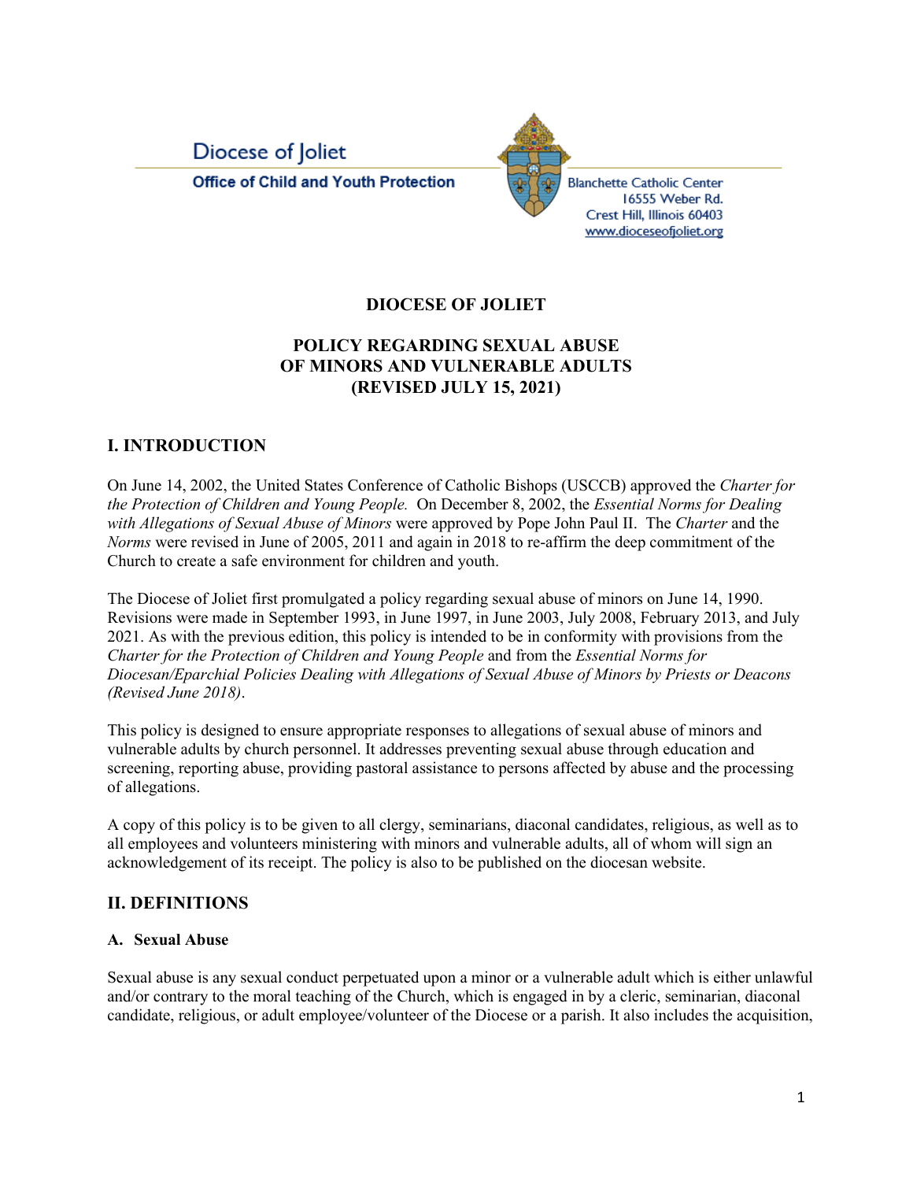Diocese of Joliet

**Office of Child and Youth Protection**

Blanchette Catholic Center
16555 Weber Rd.
Crest Hill, Illinois 60403
www.dioceseofjoliet.org

**DIOCESE OF JOLIET**

**POLICY REGARDING SEXUAL ABUSE OF MINORS AND VULNERABLE ADULTS (REVISED JULY 15, 2021)**

## I. INTRODUCTION

On June 14, 2002, the United States Conference of Catholic Bishops (USCCB) approved the *Charter for the Protection of Children and Young People.* On December 8, 2002, the *Essential Norms for Dealing with Allegations of Sexual Abuse of Minors* were approved by Pope John Paul II. The *Charter* and the *Norms* were revised in June of 2005, 2011 and again in 2018 to re-affirm the deep commitment of the Church to create a safe environment for children and youth.

The Diocese of Joliet first promulgated a policy regarding sexual abuse of minors on June 14, 1990. Revisions were made in September 1993, in June 1997, in June 2003, July 2008, February 2013, and July 2021. As with the previous edition, this policy is intended to be in conformity with provisions from the *Charter for the Protection of Children and Young People* and from the *Essential Norms for Diocesan/Eparchial Policies Dealing with Allegations of Sexual Abuse of Minors by Priests or Deacons (Revised June 2018)*.

This policy is designed to ensure appropriate responses to allegations of sexual abuse of minors and vulnerable adults by church personnel. It addresses preventing sexual abuse through education and screening, reporting abuse, providing pastoral assistance to persons affected by abuse and the processing of allegations.

A copy of this policy is to be given to all clergy, seminarians, diaconal candidates, religious, as well as to all employees and volunteers ministering with minors and vulnerable adults, all of whom will sign an acknowledgement of its receipt. The policy is also to be published on the diocesan website.

## II. DEFINITIONS

### A. Sexual Abuse

Sexual abuse is any sexual conduct perpetuated upon a minor or a vulnerable adult which is either unlawful and/or contrary to the moral teaching of the Church, which is engaged in by a cleric, seminarian, diaconal candidate, religious, or adult employee/volunteer of the Diocese or a parish. It also includes the acquisition,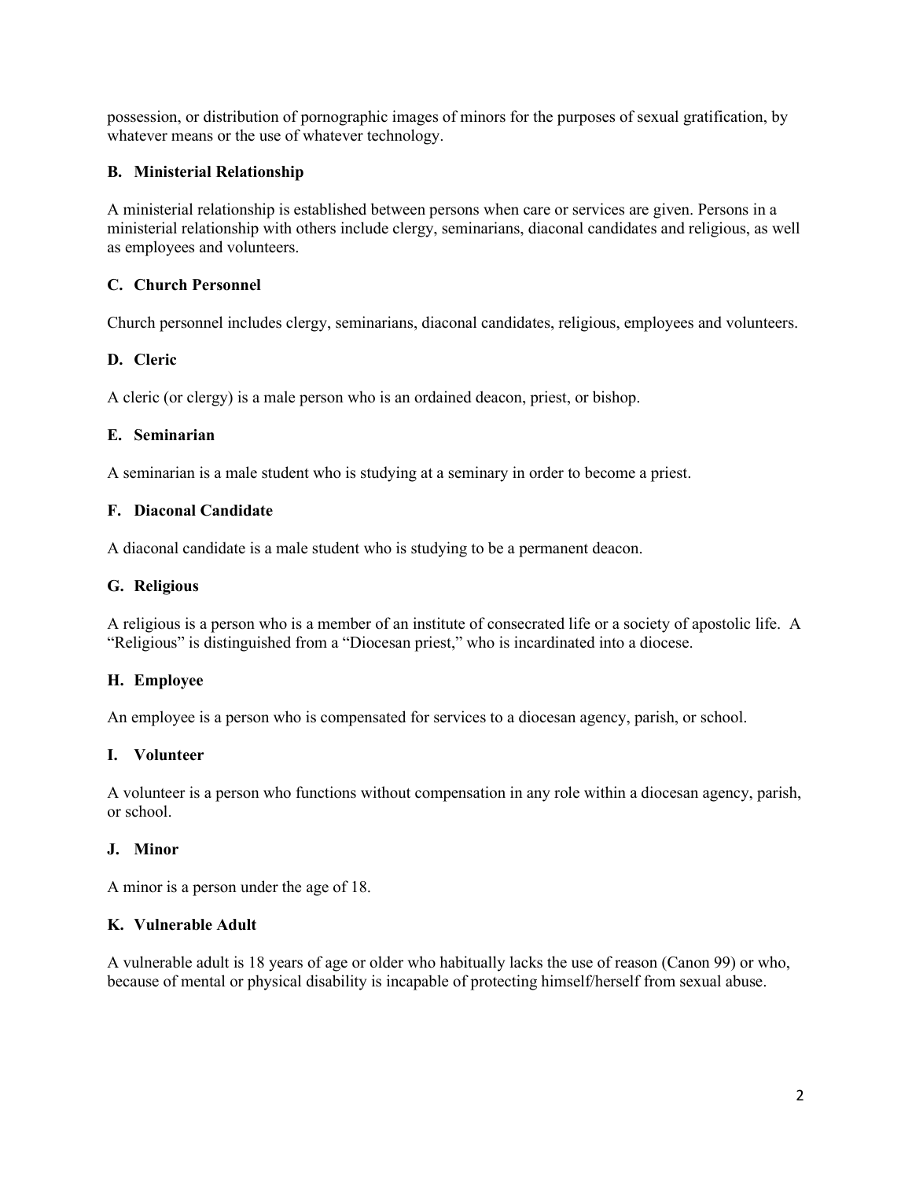possession, or distribution of pornographic images of minors for the purposes of sexual gratification, by whatever means or the use of whatever technology.

### B. Ministerial Relationship

A ministerial relationship is established between persons when care or services are given. Persons in a ministerial relationship with others include clergy, seminarians, diaconal candidates and religious, as well as employees and volunteers.

### C. Church Personnel

Church personnel includes clergy, seminarians, diaconal candidates, religious, employees and volunteers.

### D. Cleric

A cleric (or clergy) is a male person who is an ordained deacon, priest, or bishop.

### E. Seminarian

A seminarian is a male student who is studying at a seminary in order to become a priest.

### F. Diaconal Candidate

A diaconal candidate is a male student who is studying to be a permanent deacon.

### G. Religious

A religious is a person who is a member of an institute of consecrated life or a society of apostolic life. A "Religious" is distinguished from a "Diocesan priest," who is incardinated into a diocese.

### H. Employee

An employee is a person who is compensated for services to a diocesan agency, parish, or school.

### I. Volunteer

A volunteer is a person who functions without compensation in any role within a diocesan agency, parish, or school.

### J. Minor

A minor is a person under the age of 18.

### K. Vulnerable Adult

A vulnerable adult is 18 years of age or older who habitually lacks the use of reason (Canon 99) or who, because of mental or physical disability is incapable of protecting himself/herself from sexual abuse.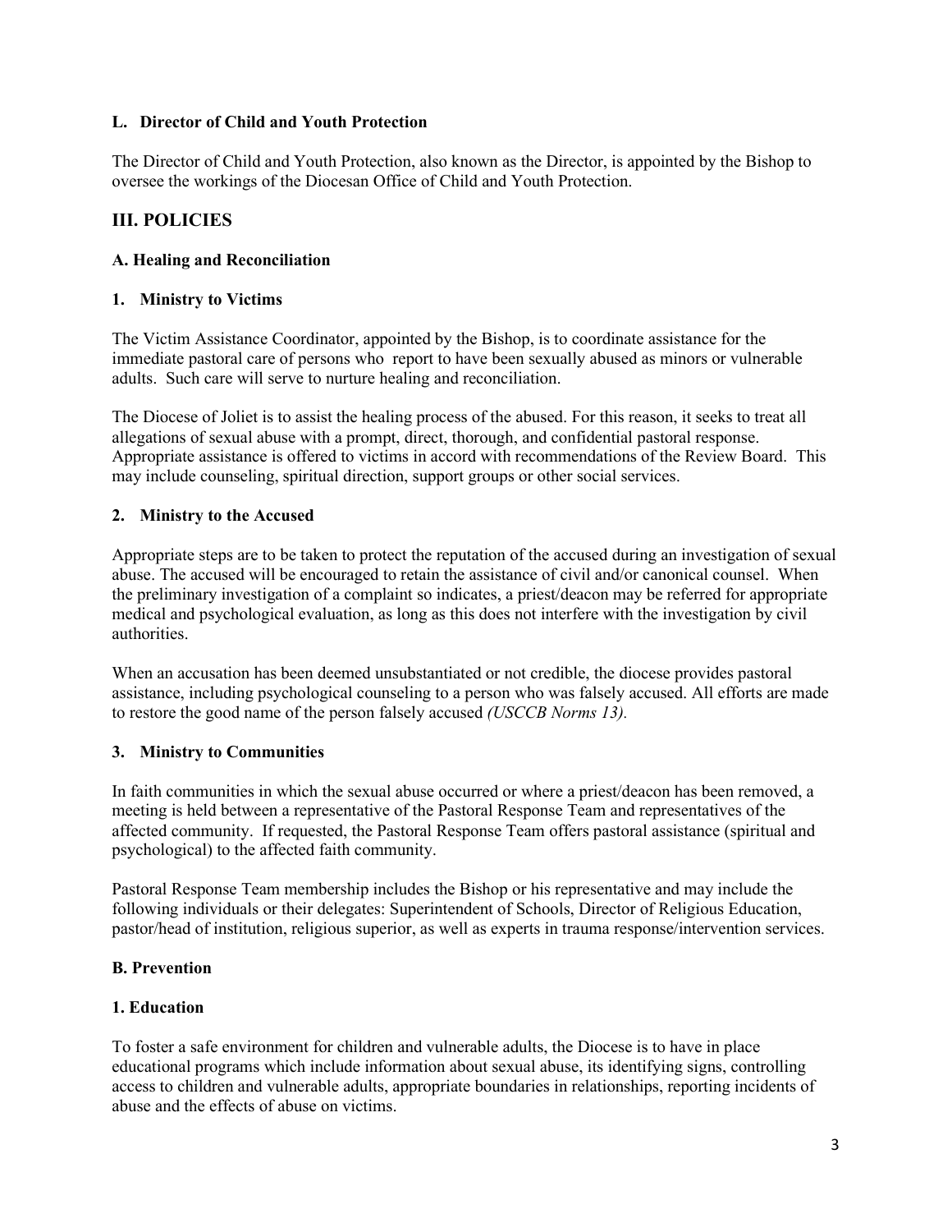### L. Director of Child and Youth Protection

The Director of Child and Youth Protection, also known as the Director, is appointed by the Bishop to oversee the workings of the Diocesan Office of Child and Youth Protection.

## III. POLICIES

### A. Healing and Reconciliation

#### 1. Ministry to Victims

The Victim Assistance Coordinator, appointed by the Bishop, is to coordinate assistance for the immediate pastoral care of persons who report to have been sexually abused as minors or vulnerable adults. Such care will serve to nurture healing and reconciliation.

The Diocese of Joliet is to assist the healing process of the abused. For this reason, it seeks to treat all allegations of sexual abuse with a prompt, direct, thorough, and confidential pastoral response. Appropriate assistance is offered to victims in accord with recommendations of the Review Board. This may include counseling, spiritual direction, support groups or other social services.

#### 2. Ministry to the Accused

Appropriate steps are to be taken to protect the reputation of the accused during an investigation of sexual abuse. The accused will be encouraged to retain the assistance of civil and/or canonical counsel. When the preliminary investigation of a complaint so indicates, a priest/deacon may be referred for appropriate medical and psychological evaluation, as long as this does not interfere with the investigation by civil authorities.

When an accusation has been deemed unsubstantiated or not credible, the diocese provides pastoral assistance, including psychological counseling to a person who was falsely accused. All efforts are made to restore the good name of the person falsely accused *(USCCB Norms 13).*

#### 3. Ministry to Communities

In faith communities in which the sexual abuse occurred or where a priest/deacon has been removed, a meeting is held between a representative of the Pastoral Response Team and representatives of the affected community. If requested, the Pastoral Response Team offers pastoral assistance (spiritual and psychological) to the affected faith community.

Pastoral Response Team membership includes the Bishop or his representative and may include the following individuals or their delegates: Superintendent of Schools, Director of Religious Education, pastor/head of institution, religious superior, as well as experts in trauma response/intervention services.

### B. Prevention

#### 1. Education

To foster a safe environment for children and vulnerable adults, the Diocese is to have in place educational programs which include information about sexual abuse, its identifying signs, controlling access to children and vulnerable adults, appropriate boundaries in relationships, reporting incidents of abuse and the effects of abuse on victims.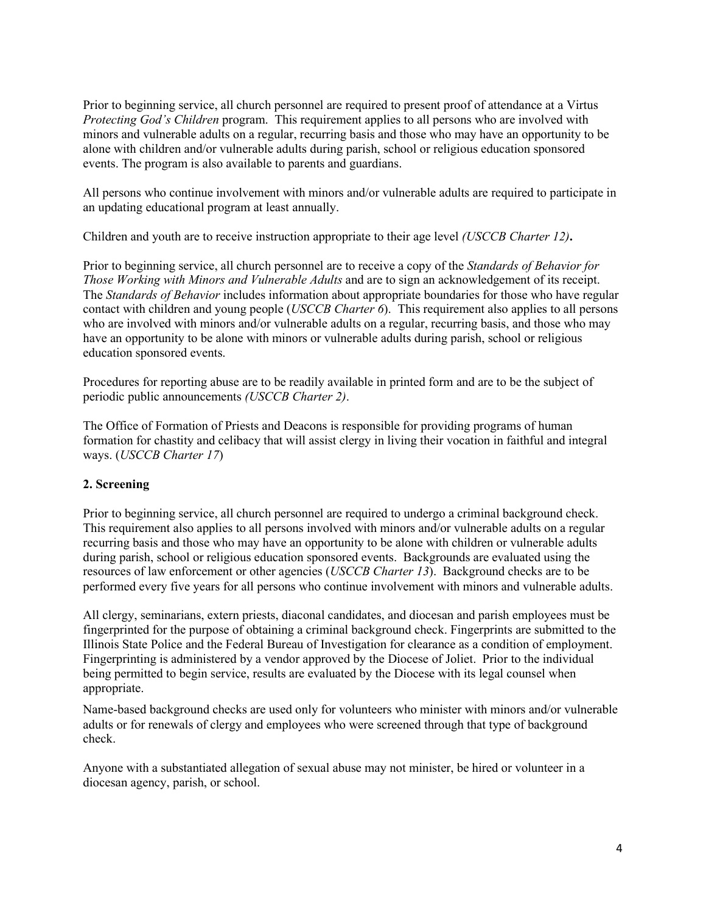Prior to beginning service, all church personnel are required to present proof of attendance at a Virtus *Protecting God's Children* program. This requirement applies to all persons who are involved with minors and vulnerable adults on a regular, recurring basis and those who may have an opportunity to be alone with children and/or vulnerable adults during parish, school or religious education sponsored events. The program is also available to parents and guardians.

All persons who continue involvement with minors and/or vulnerable adults are required to participate in an updating educational program at least annually.

Children and youth are to receive instruction appropriate to their age level *(USCCB Charter 12)***.**

Prior to beginning service, all church personnel are to receive a copy of the *Standards of Behavior for Those Working with Minors and Vulnerable Adults* and are to sign an acknowledgement of its receipt. The *Standards of Behavior* includes information about appropriate boundaries for those who have regular contact with children and young people (*USCCB Charter 6*). This requirement also applies to all persons who are involved with minors and/or vulnerable adults on a regular, recurring basis, and those who may have an opportunity to be alone with minors or vulnerable adults during parish, school or religious education sponsored events.

Procedures for reporting abuse are to be readily available in printed form and are to be the subject of periodic public announcements *(USCCB Charter 2)*.

The Office of Formation of Priests and Deacons is responsible for providing programs of human formation for chastity and celibacy that will assist clergy in living their vocation in faithful and integral ways. (*USCCB Charter 17*)

**2. Screening**

Prior to beginning service, all church personnel are required to undergo a criminal background check. This requirement also applies to all persons involved with minors and/or vulnerable adults on a regular recurring basis and those who may have an opportunity to be alone with children or vulnerable adults during parish, school or religious education sponsored events. Backgrounds are evaluated using the resources of law enforcement or other agencies (*USCCB Charter 13*). Background checks are to be performed every five years for all persons who continue involvement with minors and vulnerable adults.

All clergy, seminarians, extern priests, diaconal candidates, and diocesan and parish employees must be fingerprinted for the purpose of obtaining a criminal background check. Fingerprints are submitted to the Illinois State Police and the Federal Bureau of Investigation for clearance as a condition of employment. Fingerprinting is administered by a vendor approved by the Diocese of Joliet. Prior to the individual being permitted to begin service, results are evaluated by the Diocese with its legal counsel when appropriate.

Name-based background checks are used only for volunteers who minister with minors and/or vulnerable adults or for renewals of clergy and employees who were screened through that type of background check.

Anyone with a substantiated allegation of sexual abuse may not minister, be hired or volunteer in a diocesan agency, parish, or school.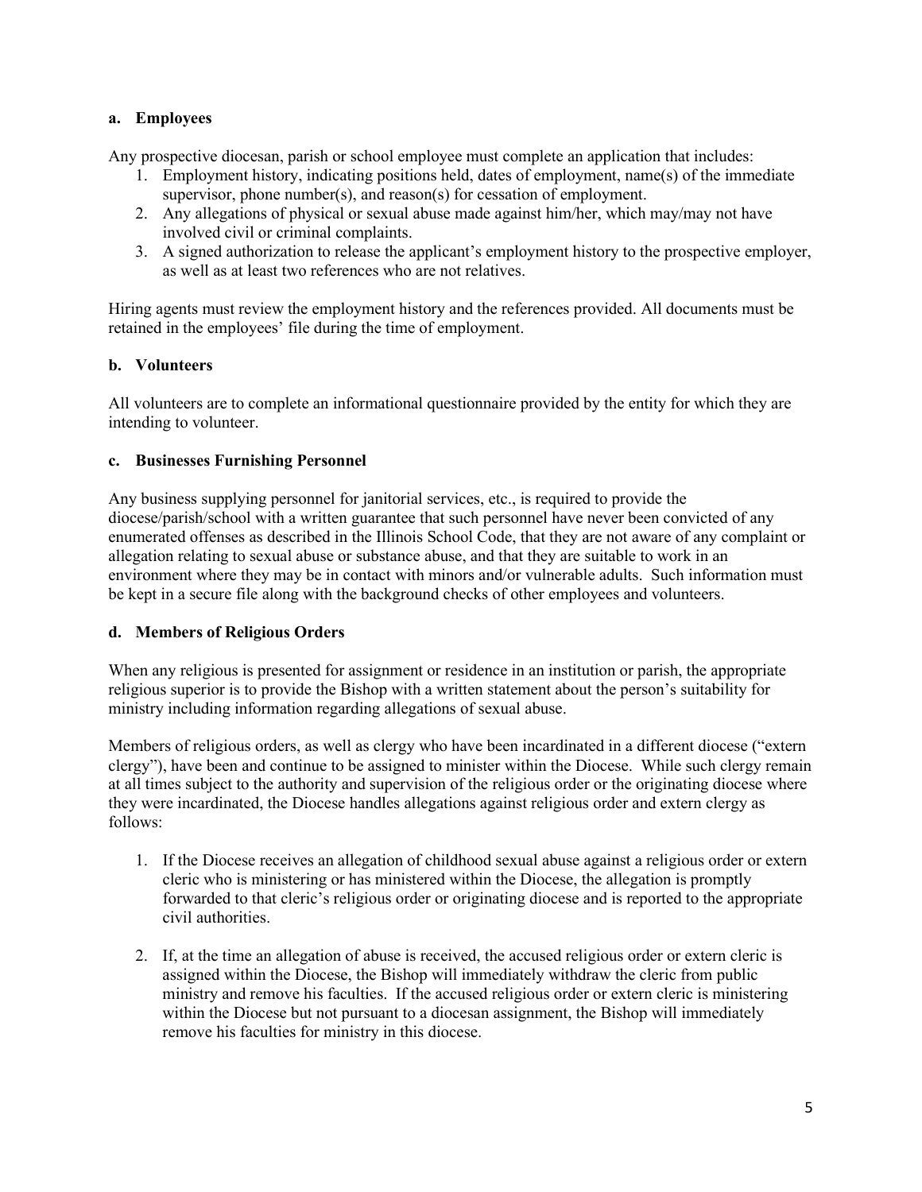**a. Employees**

Any prospective diocesan, parish or school employee must complete an application that includes:

1. Employment history, indicating positions held, dates of employment, name(s) of the immediate supervisor, phone number(s), and reason(s) for cessation of employment.
2. Any allegations of physical or sexual abuse made against him/her, which may/may not have involved civil or criminal complaints.
3. A signed authorization to release the applicant's employment history to the prospective employer, as well as at least two references who are not relatives.

Hiring agents must review the employment history and the references provided. All documents must be retained in the employees' file during the time of employment.

**b. Volunteers**

All volunteers are to complete an informational questionnaire provided by the entity for which they are intending to volunteer.

**c. Businesses Furnishing Personnel**

Any business supplying personnel for janitorial services, etc., is required to provide the diocese/parish/school with a written guarantee that such personnel have never been convicted of any enumerated offenses as described in the Illinois School Code, that they are not aware of any complaint or allegation relating to sexual abuse or substance abuse, and that they are suitable to work in an environment where they may be in contact with minors and/or vulnerable adults. Such information must be kept in a secure file along with the background checks of other employees and volunteers.

**d. Members of Religious Orders**

When any religious is presented for assignment or residence in an institution or parish, the appropriate religious superior is to provide the Bishop with a written statement about the person's suitability for ministry including information regarding allegations of sexual abuse.

Members of religious orders, as well as clergy who have been incardinated in a different diocese ("extern clergy"), have been and continue to be assigned to minister within the Diocese. While such clergy remain at all times subject to the authority and supervision of the religious order or the originating diocese where they were incardinated, the Diocese handles allegations against religious order and extern clergy as follows:

1. If the Diocese receives an allegation of childhood sexual abuse against a religious order or extern cleric who is ministering or has ministered within the Diocese, the allegation is promptly forwarded to that cleric's religious order or originating diocese and is reported to the appropriate civil authorities.

2. If, at the time an allegation of abuse is received, the accused religious order or extern cleric is assigned within the Diocese, the Bishop will immediately withdraw the cleric from public ministry and remove his faculties. If the accused religious order or extern cleric is ministering within the Diocese but not pursuant to a diocesan assignment, the Bishop will immediately remove his faculties for ministry in this diocese.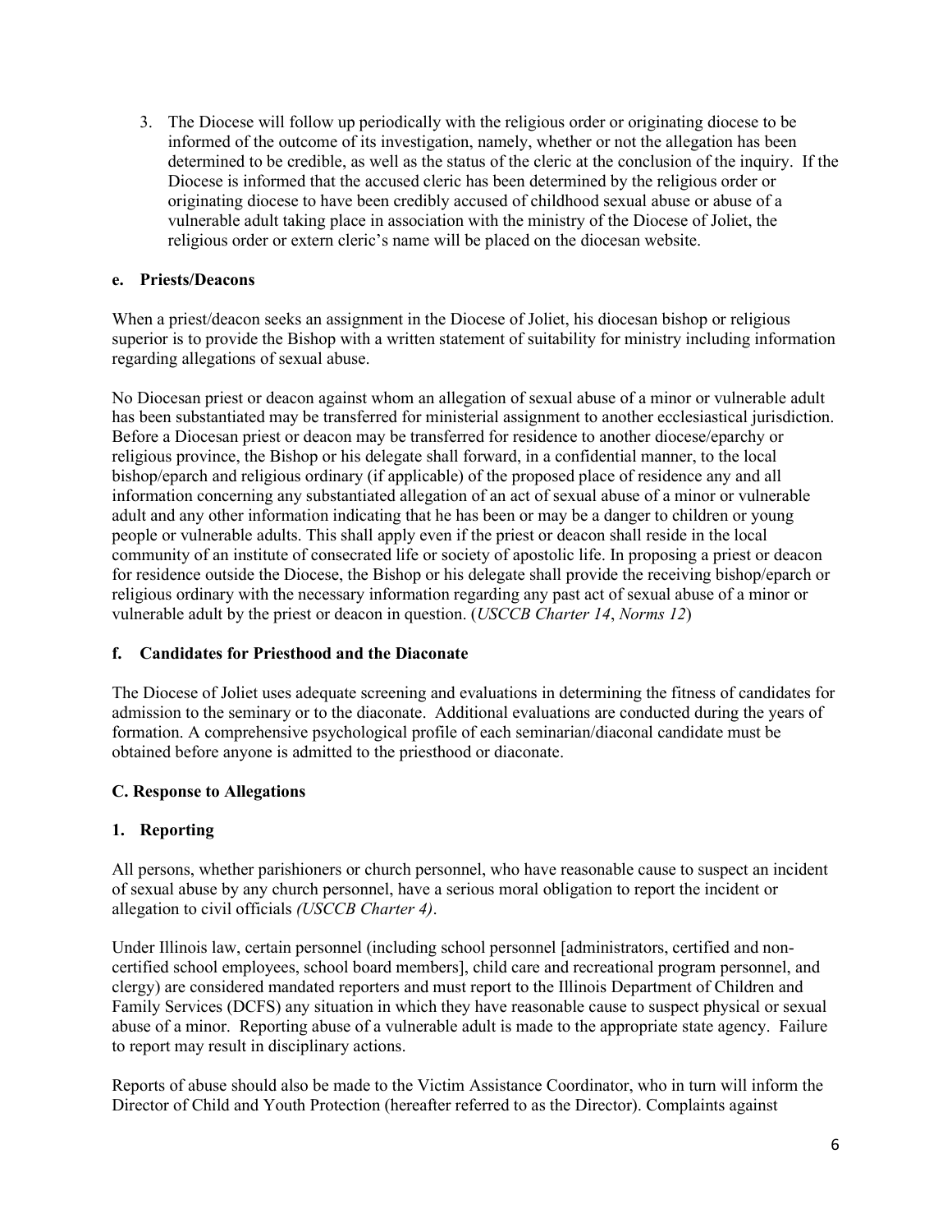3. The Diocese will follow up periodically with the religious order or originating diocese to be informed of the outcome of its investigation, namely, whether or not the allegation has been determined to be credible, as well as the status of the cleric at the conclusion of the inquiry. If the Diocese is informed that the accused cleric has been determined by the religious order or originating diocese to have been credibly accused of childhood sexual abuse or abuse of a vulnerable adult taking place in association with the ministry of the Diocese of Joliet, the religious order or extern cleric's name will be placed on the diocesan website.

**e. Priests/Deacons**

When a priest/deacon seeks an assignment in the Diocese of Joliet, his diocesan bishop or religious superior is to provide the Bishop with a written statement of suitability for ministry including information regarding allegations of sexual abuse.

No Diocesan priest or deacon against whom an allegation of sexual abuse of a minor or vulnerable adult has been substantiated may be transferred for ministerial assignment to another ecclesiastical jurisdiction. Before a Diocesan priest or deacon may be transferred for residence to another diocese/eparchy or religious province, the Bishop or his delegate shall forward, in a confidential manner, to the local bishop/eparch and religious ordinary (if applicable) of the proposed place of residence any and all information concerning any substantiated allegation of an act of sexual abuse of a minor or vulnerable adult and any other information indicating that he has been or may be a danger to children or young people or vulnerable adults. This shall apply even if the priest or deacon shall reside in the local community of an institute of consecrated life or society of apostolic life. In proposing a priest or deacon for residence outside the Diocese, the Bishop or his delegate shall provide the receiving bishop/eparch or religious ordinary with the necessary information regarding any past act of sexual abuse of a minor or vulnerable adult by the priest or deacon in question. (*USCCB Charter 14*, *Norms 12*)

**f. Candidates for Priesthood and the Diaconate**

The Diocese of Joliet uses adequate screening and evaluations in determining the fitness of candidates for admission to the seminary or to the diaconate. Additional evaluations are conducted during the years of formation. A comprehensive psychological profile of each seminarian/diaconal candidate must be obtained before anyone is admitted to the priesthood or diaconate.

## C. Response to Allegations

### 1. Reporting

All persons, whether parishioners or church personnel, who have reasonable cause to suspect an incident of sexual abuse by any church personnel, have a serious moral obligation to report the incident or allegation to civil officials *(USCCB Charter 4)*.

Under Illinois law, certain personnel (including school personnel [administrators, certified and non-certified school employees, school board members], child care and recreational program personnel, and clergy) are considered mandated reporters and must report to the Illinois Department of Children and Family Services (DCFS) any situation in which they have reasonable cause to suspect physical or sexual abuse of a minor. Reporting abuse of a vulnerable adult is made to the appropriate state agency. Failure to report may result in disciplinary actions.

Reports of abuse should also be made to the Victim Assistance Coordinator, who in turn will inform the Director of Child and Youth Protection (hereafter referred to as the Director). Complaints against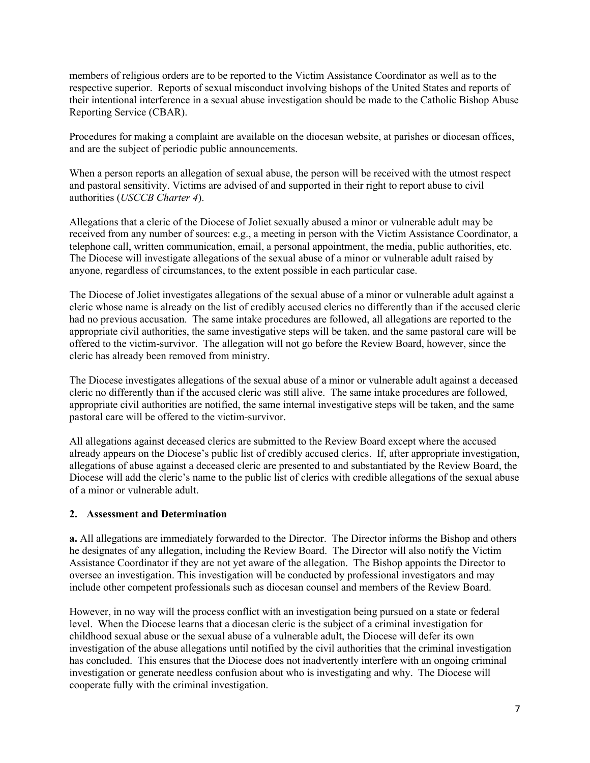members of religious orders are to be reported to the Victim Assistance Coordinator as well as to the respective superior. Reports of sexual misconduct involving bishops of the United States and reports of their intentional interference in a sexual abuse investigation should be made to the Catholic Bishop Abuse Reporting Service (CBAR).

Procedures for making a complaint are available on the diocesan website, at parishes or diocesan offices, and are the subject of periodic public announcements.

When a person reports an allegation of sexual abuse, the person will be received with the utmost respect and pastoral sensitivity. Victims are advised of and supported in their right to report abuse to civil authorities (*USCCB Charter 4*).

Allegations that a cleric of the Diocese of Joliet sexually abused a minor or vulnerable adult may be received from any number of sources: e.g., a meeting in person with the Victim Assistance Coordinator, a telephone call, written communication, email, a personal appointment, the media, public authorities, etc. The Diocese will investigate allegations of the sexual abuse of a minor or vulnerable adult raised by anyone, regardless of circumstances, to the extent possible in each particular case.

The Diocese of Joliet investigates allegations of the sexual abuse of a minor or vulnerable adult against a cleric whose name is already on the list of credibly accused clerics no differently than if the accused cleric had no previous accusation. The same intake procedures are followed, all allegations are reported to the appropriate civil authorities, the same investigative steps will be taken, and the same pastoral care will be offered to the victim-survivor. The allegation will not go before the Review Board, however, since the cleric has already been removed from ministry.

The Diocese investigates allegations of the sexual abuse of a minor or vulnerable adult against a deceased cleric no differently than if the accused cleric was still alive. The same intake procedures are followed, appropriate civil authorities are notified, the same internal investigative steps will be taken, and the same pastoral care will be offered to the victim-survivor.

All allegations against deceased clerics are submitted to the Review Board except where the accused already appears on the Diocese's public list of credibly accused clerics. If, after appropriate investigation, allegations of abuse against a deceased cleric are presented to and substantiated by the Review Board, the Diocese will add the cleric's name to the public list of clerics with credible allegations of the sexual abuse of a minor or vulnerable adult.

### 2. Assessment and Determination

**a.** All allegations are immediately forwarded to the Director. The Director informs the Bishop and others he designates of any allegation, including the Review Board. The Director will also notify the Victim Assistance Coordinator if they are not yet aware of the allegation. The Bishop appoints the Director to oversee an investigation. This investigation will be conducted by professional investigators and may include other competent professionals such as diocesan counsel and members of the Review Board.

However, in no way will the process conflict with an investigation being pursued on a state or federal level. When the Diocese learns that a diocesan cleric is the subject of a criminal investigation for childhood sexual abuse or the sexual abuse of a vulnerable adult, the Diocese will defer its own investigation of the abuse allegations until notified by the civil authorities that the criminal investigation has concluded. This ensures that the Diocese does not inadvertently interfere with an ongoing criminal investigation or generate needless confusion about who is investigating and why. The Diocese will cooperate fully with the criminal investigation.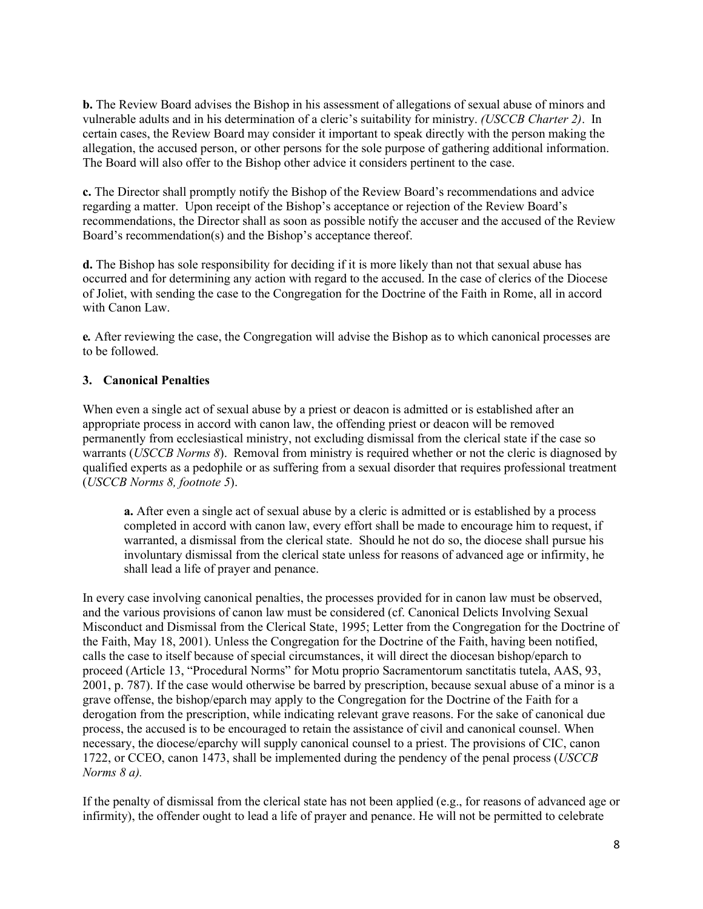**b.** The Review Board advises the Bishop in his assessment of allegations of sexual abuse of minors and vulnerable adults and in his determination of a cleric's suitability for ministry. *(USCCB Charter 2)*. In certain cases, the Review Board may consider it important to speak directly with the person making the allegation, the accused person, or other persons for the sole purpose of gathering additional information. The Board will also offer to the Bishop other advice it considers pertinent to the case.

**c.** The Director shall promptly notify the Bishop of the Review Board's recommendations and advice regarding a matter. Upon receipt of the Bishop's acceptance or rejection of the Review Board's recommendations, the Director shall as soon as possible notify the accuser and the accused of the Review Board's recommendation(s) and the Bishop's acceptance thereof.

**d.** The Bishop has sole responsibility for deciding if it is more likely than not that sexual abuse has occurred and for determining any action with regard to the accused. In the case of clerics of the Diocese of Joliet, with sending the case to the Congregation for the Doctrine of the Faith in Rome, all in accord with Canon Law.

**e.** After reviewing the case, the Congregation will advise the Bishop as to which canonical processes are to be followed.

### 3. Canonical Penalties

When even a single act of sexual abuse by a priest or deacon is admitted or is established after an appropriate process in accord with canon law, the offending priest or deacon will be removed permanently from ecclesiastical ministry, not excluding dismissal from the clerical state if the case so warrants (*USCCB Norms 8*). Removal from ministry is required whether or not the cleric is diagnosed by qualified experts as a pedophile or as suffering from a sexual disorder that requires professional treatment (*USCCB Norms 8, footnote 5*).

> **a.** After even a single act of sexual abuse by a cleric is admitted or is established by a process completed in accord with canon law, every effort shall be made to encourage him to request, if warranted, a dismissal from the clerical state. Should he not do so, the diocese shall pursue his involuntary dismissal from the clerical state unless for reasons of advanced age or infirmity, he shall lead a life of prayer and penance.

In every case involving canonical penalties, the processes provided for in canon law must be observed, and the various provisions of canon law must be considered (cf. Canonical Delicts Involving Sexual Misconduct and Dismissal from the Clerical State, 1995; Letter from the Congregation for the Doctrine of the Faith, May 18, 2001). Unless the Congregation for the Doctrine of the Faith, having been notified, calls the case to itself because of special circumstances, it will direct the diocesan bishop/eparch to proceed (Article 13, "Procedural Norms" for Motu proprio Sacramentorum sanctitatis tutela, AAS, 93, 2001, p. 787). If the case would otherwise be barred by prescription, because sexual abuse of a minor is a grave offense, the bishop/eparch may apply to the Congregation for the Doctrine of the Faith for a derogation from the prescription, while indicating relevant grave reasons. For the sake of canonical due process, the accused is to be encouraged to retain the assistance of civil and canonical counsel. When necessary, the diocese/eparchy will supply canonical counsel to a priest. The provisions of CIC, canon 1722, or CCEO, canon 1473, shall be implemented during the pendency of the penal process (*USCCB Norms 8 a).*

If the penalty of dismissal from the clerical state has not been applied (e.g., for reasons of advanced age or infirmity), the offender ought to lead a life of prayer and penance. He will not be permitted to celebrate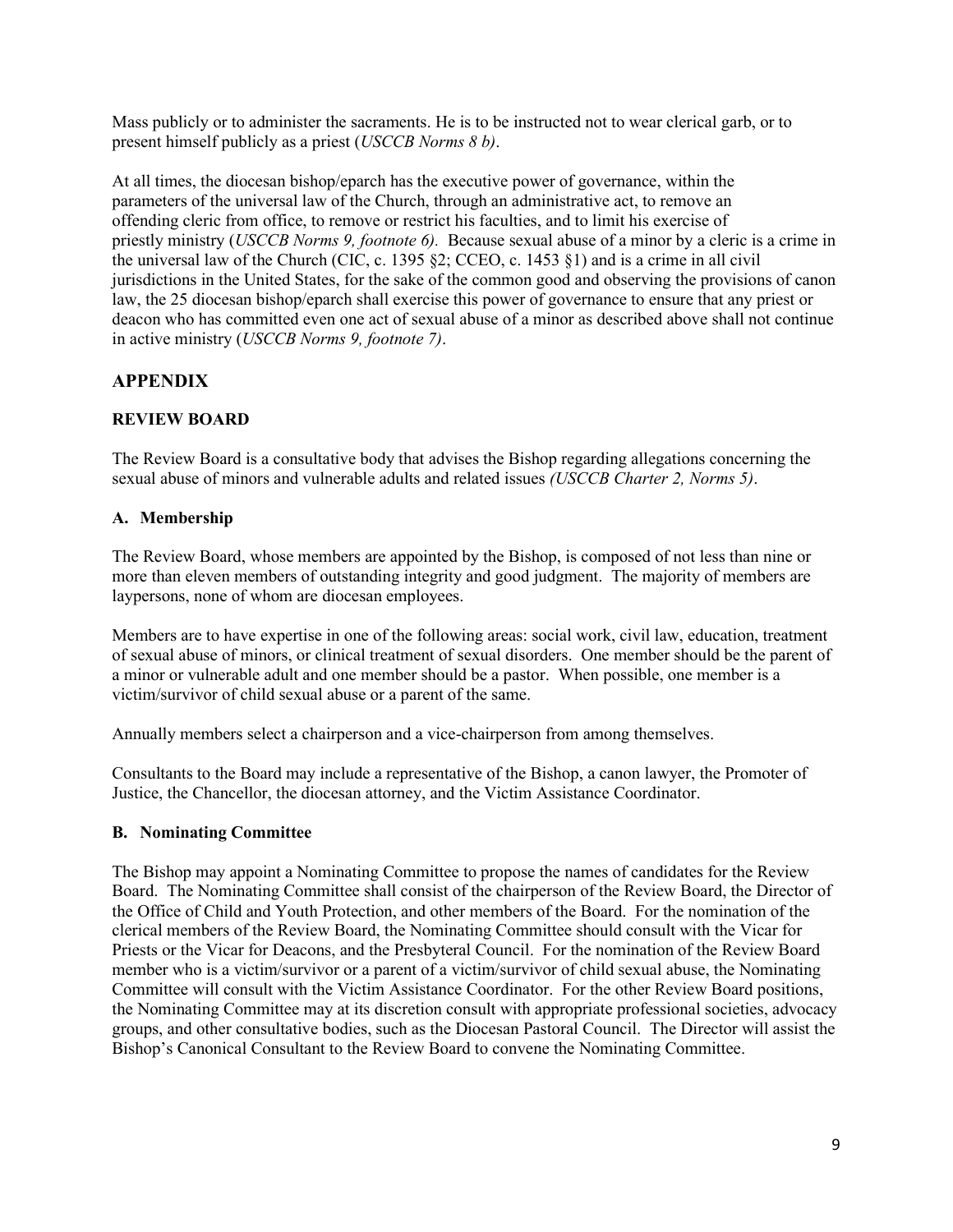Mass publicly or to administer the sacraments. He is to be instructed not to wear clerical garb, or to present himself publicly as a priest (*USCCB Norms 8 b)*.

At all times, the diocesan bishop/eparch has the executive power of governance, within the parameters of the universal law of the Church, through an administrative act, to remove an offending cleric from office, to remove or restrict his faculties, and to limit his exercise of priestly ministry (*USCCB Norms 9, footnote 6).* Because sexual abuse of a minor by a cleric is a crime in the universal law of the Church (CIC, c. 1395 §2; CCEO, c. 1453 §1) and is a crime in all civil jurisdictions in the United States, for the sake of the common good and observing the provisions of canon law, the 25 diocesan bishop/eparch shall exercise this power of governance to ensure that any priest or deacon who has committed even one act of sexual abuse of a minor as described above shall not continue in active ministry (*USCCB Norms 9, footnote 7)*.

## APPENDIX

### REVIEW BOARD

The Review Board is a consultative body that advises the Bishop regarding allegations concerning the sexual abuse of minors and vulnerable adults and related issues *(USCCB Charter 2, Norms 5)*.

#### A. Membership

The Review Board, whose members are appointed by the Bishop, is composed of not less than nine or more than eleven members of outstanding integrity and good judgment. The majority of members are laypersons, none of whom are diocesan employees.

Members are to have expertise in one of the following areas: social work, civil law, education, treatment of sexual abuse of minors, or clinical treatment of sexual disorders. One member should be the parent of a minor or vulnerable adult and one member should be a pastor. When possible, one member is a victim/survivor of child sexual abuse or a parent of the same.

Annually members select a chairperson and a vice-chairperson from among themselves.

Consultants to the Board may include a representative of the Bishop, a canon lawyer, the Promoter of Justice, the Chancellor, the diocesan attorney, and the Victim Assistance Coordinator.

#### B. Nominating Committee

The Bishop may appoint a Nominating Committee to propose the names of candidates for the Review Board. The Nominating Committee shall consist of the chairperson of the Review Board, the Director of the Office of Child and Youth Protection, and other members of the Board. For the nomination of the clerical members of the Review Board, the Nominating Committee should consult with the Vicar for Priests or the Vicar for Deacons, and the Presbyteral Council. For the nomination of the Review Board member who is a victim/survivor or a parent of a victim/survivor of child sexual abuse, the Nominating Committee will consult with the Victim Assistance Coordinator. For the other Review Board positions, the Nominating Committee may at its discretion consult with appropriate professional societies, advocacy groups, and other consultative bodies, such as the Diocesan Pastoral Council. The Director will assist the Bishop's Canonical Consultant to the Review Board to convene the Nominating Committee.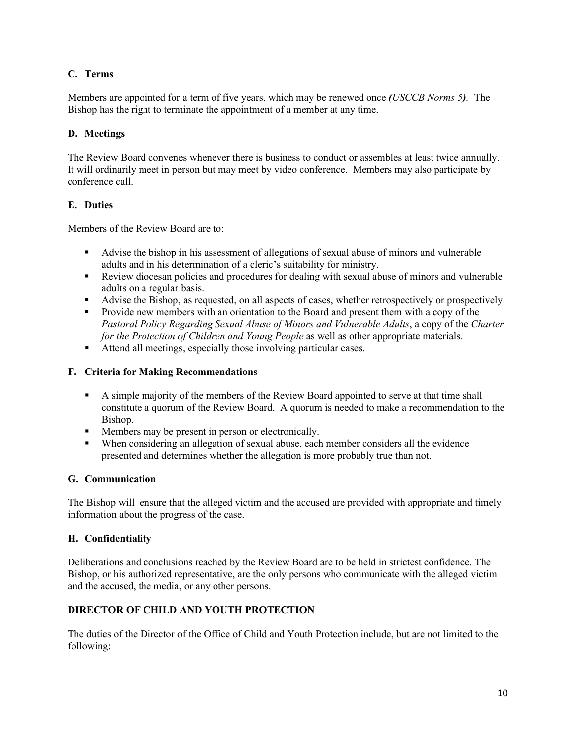### C. Terms

Members are appointed for a term of five years, which may be renewed once ***(****USCCB Norms 5****)***. The Bishop has the right to terminate the appointment of a member at any time.

### D. Meetings

The Review Board convenes whenever there is business to conduct or assembles at least twice annually. It will ordinarily meet in person but may meet by video conference. Members may also participate by conference call.

### E. Duties

Members of the Review Board are to:

- Advise the bishop in his assessment of allegations of sexual abuse of minors and vulnerable adults and in his determination of a cleric's suitability for ministry.
- Review diocesan policies and procedures for dealing with sexual abuse of minors and vulnerable adults on a regular basis.
- Advise the Bishop, as requested, on all aspects of cases, whether retrospectively or prospectively.
- Provide new members with an orientation to the Board and present them with a copy of the *Pastoral Policy Regarding Sexual Abuse of Minors and Vulnerable Adults*, a copy of the *Charter for the Protection of Children and Young People* as well as other appropriate materials.
- Attend all meetings, especially those involving particular cases.

### F. Criteria for Making Recommendations

- A simple majority of the members of the Review Board appointed to serve at that time shall constitute a quorum of the Review Board. A quorum is needed to make a recommendation to the Bishop.
- Members may be present in person or electronically.
- When considering an allegation of sexual abuse, each member considers all the evidence presented and determines whether the allegation is more probably true than not.

### G. Communication

The Bishop will ensure that the alleged victim and the accused are provided with appropriate and timely information about the progress of the case.

### H. Confidentiality

Deliberations and conclusions reached by the Review Board are to be held in strictest confidence. The Bishop, or his authorized representative, are the only persons who communicate with the alleged victim and the accused, the media, or any other persons.

## DIRECTOR OF CHILD AND YOUTH PROTECTION

The duties of the Director of the Office of Child and Youth Protection include, but are not limited to the following: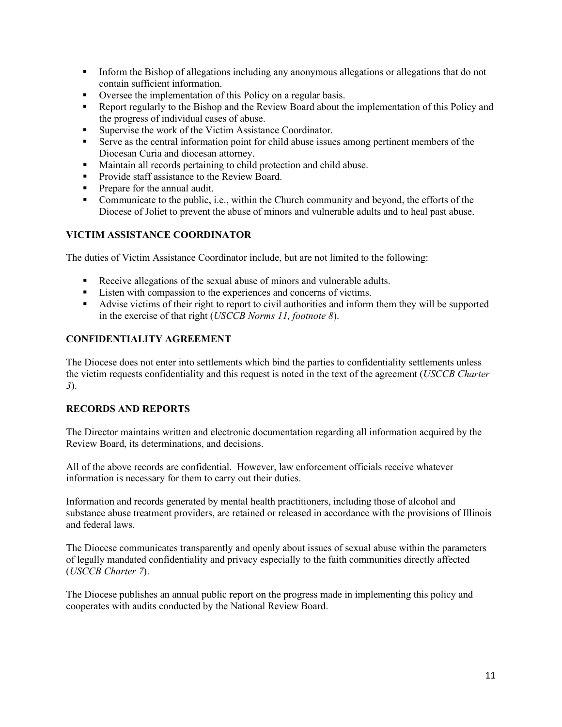- Inform the Bishop of allegations including any anonymous allegations or allegations that do not contain sufficient information.
- Oversee the implementation of this Policy on a regular basis.
- Report regularly to the Bishop and the Review Board about the implementation of this Policy and the progress of individual cases of abuse.
- Supervise the work of the Victim Assistance Coordinator.
- Serve as the central information point for child abuse issues among pertinent members of the Diocesan Curia and diocesan attorney.
- Maintain all records pertaining to child protection and child abuse.
- Provide staff assistance to the Review Board.
- Prepare for the annual audit.
- Communicate to the public, i.e., within the Church community and beyond, the efforts of the Diocese of Joliet to prevent the abuse of minors and vulnerable adults and to heal past abuse.

## VICTIM ASSISTANCE COORDINATOR

The duties of Victim Assistance Coordinator include, but are not limited to the following:

- Receive allegations of the sexual abuse of minors and vulnerable adults.
- Listen with compassion to the experiences and concerns of victims.
- Advise victims of their right to report to civil authorities and inform them they will be supported in the exercise of that right (*USCCB Norms 11, footnote 8*).

## CONFIDENTIALITY AGREEMENT

The Diocese does not enter into settlements which bind the parties to confidentiality settlements unless the victim requests confidentiality and this request is noted in the text of the agreement (*USCCB Charter 3*).

## RECORDS AND REPORTS

The Director maintains written and electronic documentation regarding all information acquired by the Review Board, its determinations, and decisions.

All of the above records are confidential. However, law enforcement officials receive whatever information is necessary for them to carry out their duties.

Information and records generated by mental health practitioners, including those of alcohol and substance abuse treatment providers, are retained or released in accordance with the provisions of Illinois and federal laws.

The Diocese communicates transparently and openly about issues of sexual abuse within the parameters of legally mandated confidentiality and privacy especially to the faith communities directly affected (*USCCB Charter 7*).

The Diocese publishes an annual public report on the progress made in implementing this policy and cooperates with audits conducted by the National Review Board.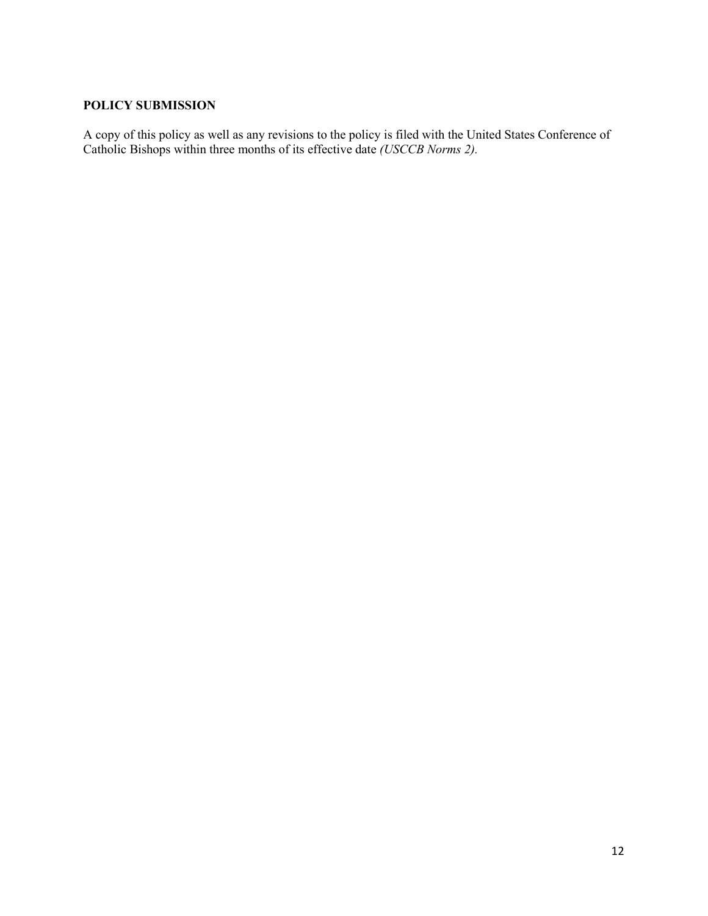**POLICY SUBMISSION**

A copy of this policy as well as any revisions to the policy is filed with the United States Conference of Catholic Bishops within three months of its effective date *(USCCB Norms 2).*